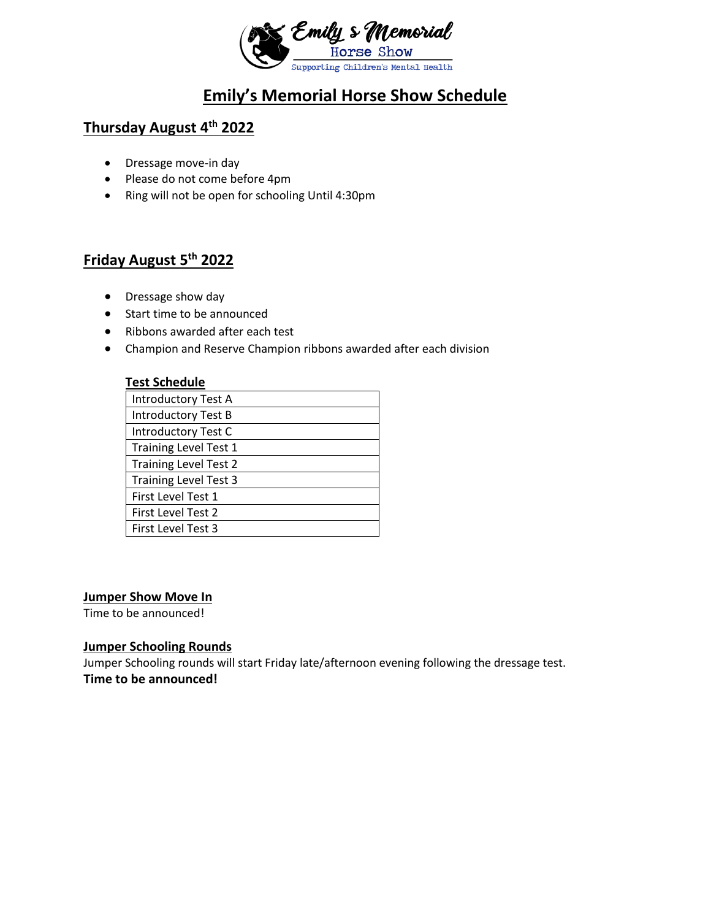# Emily's Memorial Horse Show Schedule

## Thursday August 4th 2022

- Dressage move-in day
- Please do not come before 4pm
- Ring will not be open for schooling Until 4:30pm

## Friday August 5th 2022

- Dressage show day
- Start time to be announced
- Ribbons awarded after each test
- Champion and Reserve Champion ribbons awarded after each division

**Test Schedule**

| Test Schedule |
|---|
| Introductory Test A |
| Introductory Test B |
| Introductory Test C |
| Training Level Test 1 |
| Training Level Test 2 |
| Training Level Test 3 |
| First Level Test 1 |
| First Level Test 2 |
| First Level Test 3 |

### Jumper Show Move In

Time to be announced!

### Jumper Schooling Rounds

Jumper Schooling rounds will start Friday late/afternoon evening following the dressage test.

**Time to be announced!**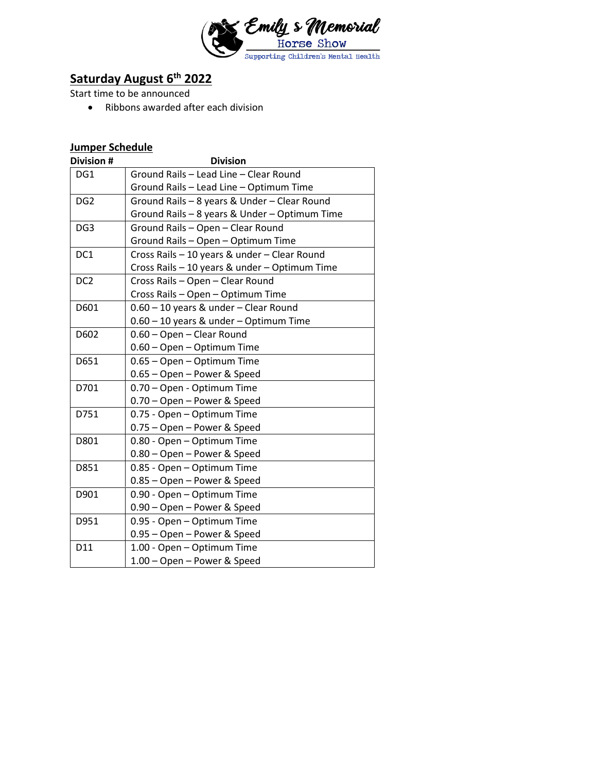# Emily s Memorial Horse Show

Supporting Children's Mental Health

## Saturday August 6th 2022

Start time to be announced

- Ribbons awarded after each division

### Jumper Schedule

| Division # | Division |
|---|---|
| DG1 | Ground Rails – Lead Line – Clear Round<br>Ground Rails – Lead Line – Optimum Time |
| DG2 | Ground Rails – 8 years & Under – Clear Round<br>Ground Rails – 8 years & Under – Optimum Time |
| DG3 | Ground Rails – Open – Clear Round<br>Ground Rails – Open – Optimum Time |
| DC1 | Cross Rails – 10 years & under – Clear Round<br>Cross Rails – 10 years & under – Optimum Time |
| DC2 | Cross Rails – Open – Clear Round<br>Cross Rails – Open – Optimum Time |
| D601 | 0.60 – 10 years & under – Clear Round<br>0.60 – 10 years & under – Optimum Time |
| D602 | 0.60 – Open – Clear Round<br>0.60 – Open – Optimum Time |
| D651 | 0.65 – Open – Optimum Time<br>0.65 – Open – Power & Speed |
| D701 | 0.70 – Open - Optimum Time<br>0.70 – Open – Power & Speed |
| D751 | 0.75 - Open – Optimum Time<br>0.75 – Open – Power & Speed |
| D801 | 0.80 - Open – Optimum Time<br>0.80 – Open – Power & Speed |
| D851 | 0.85 - Open – Optimum Time<br>0.85 – Open – Power & Speed |
| D901 | 0.90 - Open – Optimum Time<br>0.90 – Open – Power & Speed |
| D951 | 0.95 - Open – Optimum Time<br>0.95 – Open – Power & Speed |
| D11 | 1.00 - Open – Optimum Time<br>1.00 – Open – Power & Speed |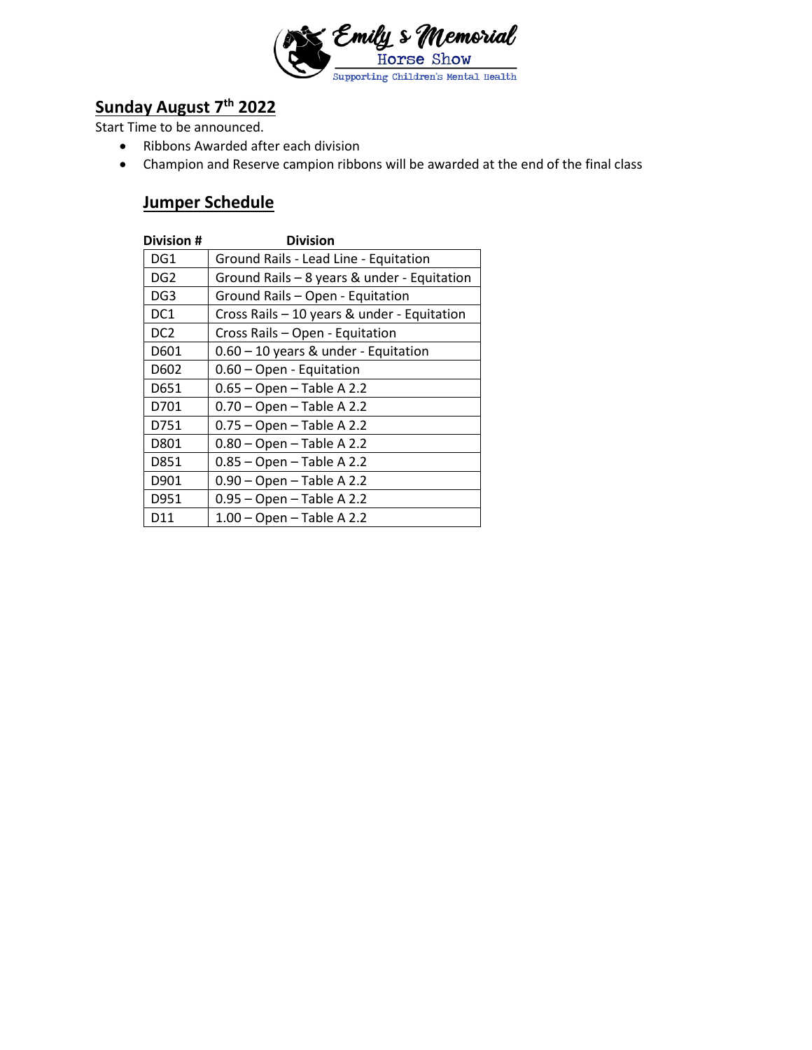## Sunday August 7th 2022

Start Time to be announced.

- Ribbons Awarded after each division
- Champion and Reserve campion ribbons will be awarded at the end of the final class

## Jumper Schedule

| Division # | Division |
|---|---|
| DG1 | Ground Rails - Lead Line - Equitation |
| DG2 | Ground Rails – 8 years & under - Equitation |
| DG3 | Ground Rails – Open - Equitation |
| DC1 | Cross Rails – 10 years & under - Equitation |
| DC2 | Cross Rails – Open - Equitation |
| D601 | 0.60 – 10 years & under - Equitation |
| D602 | 0.60 – Open - Equitation |
| D651 | 0.65 – Open – Table A 2.2 |
| D701 | 0.70 – Open – Table A 2.2 |
| D751 | 0.75 – Open – Table A 2.2 |
| D801 | 0.80 – Open – Table A 2.2 |
| D851 | 0.85 – Open – Table A 2.2 |
| D901 | 0.90 – Open – Table A 2.2 |
| D951 | 0.95 – Open – Table A 2.2 |
| D11 | 1.00 – Open – Table A 2.2 |